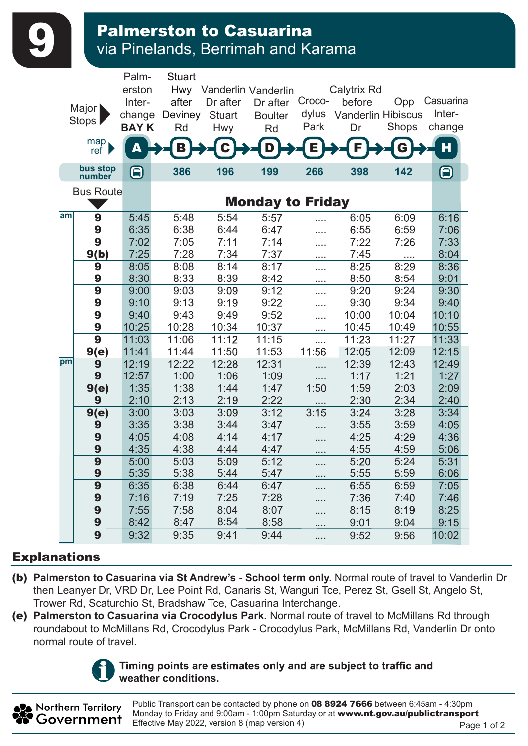# 9

## Palmerston to Casuarina
via Pinelands, Berrimah and Karama

| | Major Stops | Palmerston Interchange BAY K | Stuart Hwy after Deviney Rd | Vanderlin Dr after Stuart Hwy | Vanderlin Dr after Boulter Rd | Crocodylus Park | Calytrix Rd before Vanderlin Dr | Opp Hibiscus Shops | Casuarina Interchange |
|---|---|---|---|---|---|---|---|---|---|
| | map ref | A | B | C | D | E | F | G | H |
| | bus stop number | | 386 | 196 | 199 | 266 | 398 | 142 | |
| | Bus Route | **Monday to Friday** | | | | | | | |
| am | 9 | 5:45 | 5:48 | 5:54 | 5:57 | .... | 6:05 | 6:09 | 6:16 |
| | 9 | 6:35 | 6:38 | 6:44 | 6:47 | .... | 6:55 | 6:59 | 7:06 |
| | 9 | 7:02 | 7:05 | 7:11 | 7:14 | .... | 7:22 | 7:26 | 7:33 |
| | 9(b) | 7:25 | 7:28 | 7:34 | 7:37 | .... | 7:45 | .... | 8:04 |
| | 9 | 8:05 | 8:08 | 8:14 | 8:17 | .... | 8:25 | 8:29 | 8:36 |
| | 9 | 8:30 | 8:33 | 8:39 | 8:42 | .... | 8:50 | 8:54 | 9:01 |
| | 9 | 9:00 | 9:03 | 9:09 | 9:12 | .... | 9:20 | 9:24 | 9:30 |
| | 9 | 9:10 | 9:13 | 9:19 | 9:22 | .... | 9:30 | 9:34 | 9:40 |
| | 9 | 9:40 | 9:43 | 9:49 | 9:52 | .... | 10:00 | 10:04 | 10:10 |
| | 9 | 10:25 | 10:28 | 10:34 | 10:37 | .... | 10:45 | 10:49 | 10:55 |
| | 9 | 11:03 | 11:06 | 11:12 | 11:15 | .... | 11:23 | 11:27 | 11:33 |
| | 9(e) | 11:41 | 11:44 | 11:50 | 11:53 | 11:56 | 12:05 | 12:09 | 12:15 |
| pm | 9 | 12:19 | 12:22 | 12:28 | 12:31 | .... | 12:39 | 12:43 | 12:49 |
| | 9 | 12:57 | 1:00 | 1:06 | 1:09 | .... | 1:17 | 1:21 | 1:27 |
| | 9(e) | 1:35 | 1:38 | 1:44 | 1:47 | 1:50 | 1:59 | 2:03 | 2:09 |
| | 9 | 2:10 | 2:13 | 2:19 | 2:22 | .... | 2:30 | 2:34 | 2:40 |
| | 9(e) | 3:00 | 3:03 | 3:09 | 3:12 | 3:15 | 3:24 | 3:28 | 3:34 |
| | 9 | 3:35 | 3:38 | 3:44 | 3:47 | .... | 3:55 | 3:59 | 4:05 |
| | 9 | 4:05 | 4:08 | 4:14 | 4:17 | .... | 4:25 | 4:29 | 4:36 |
| | 9 | 4:35 | 4:38 | 4:44 | 4:47 | .... | 4:55 | 4:59 | 5:06 |
| | 9 | 5:00 | 5:03 | 5:09 | 5:12 | .... | 5:20 | 5:24 | 5:31 |
| | 9 | 5:35 | 5:38 | 5:44 | 5:47 | .... | 5:55 | 5:59 | 6:06 |
| | 9 | 6:35 | 6:38 | 6:44 | 6:47 | .... | 6:55 | 6:59 | 7:05 |
| | 9 | 7:16 | 7:19 | 7:25 | 7:28 | .... | 7:36 | 7:40 | 7:46 |
| | 9 | 7:55 | 7:58 | 8:04 | 8:07 | .... | 8:15 | 8:19 | 8:25 |
| | 9 | 8:42 | 8:47 | 8:54 | 8:58 | .... | 9:01 | 9:04 | 9:15 |
| | 9 | 9:32 | 9:35 | 9:41 | 9:44 | .... | 9:52 | 9:56 | 10:02 |

## Explanations

**(b) Palmerston to Casuarina via St Andrew's - School term only.** Normal route of travel to Vanderlin Dr then Leanyer Dr, VRD Dr, Lee Point Rd, Canaris St, Wanguri Tce, Perez St, Gsell St, Angelo St, Trower Rd, Scaturchio St, Bradshaw Tce, Casuarina Interchange.

**(e) Palmerston to Casuarina via Crocodylus Park.** Normal route of travel to McMillans Rd through roundabout to McMillans Rd, Crocodylus Park - Crocodylus Park, McMillans Rd, Vanderlin Dr onto normal route of travel.

**Timing points are estimates only and are subject to traffic and weather conditions.**

Northern Territory Government

Public Transport can be contacted by phone on **08 8924 7666** between 6:45am - 4:30pm Monday to Friday and 9:00am - 1:00pm Saturday or at **www.nt.gov.au/publictransport**
Effective May 2022, version 8 (map version 4)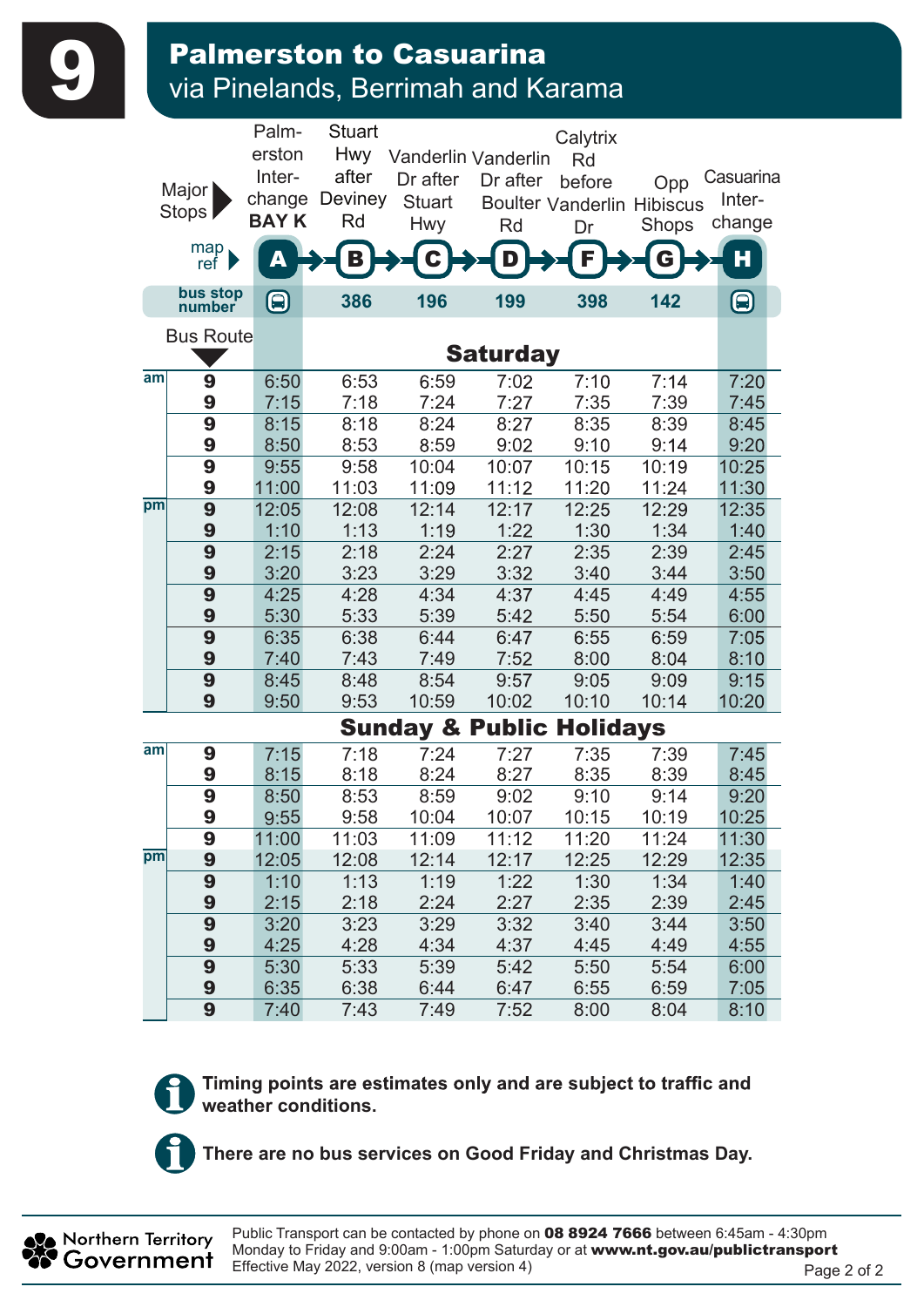# 9 Palmerston to Casuarina

## via Pinelands, Berrimah and Karama

| | Major Stops | Palmerston Interchange BAY K | Stuart Hwy after Deviney Rd | Vanderlin Dr after Stuart Hwy | Vanderlin Dr after Boulter Rd | Calytrix Rd before Vanderlin Dr | Opp Hibiscus Shops | Casuarina Interchange |
|---|---|---|---|---|---|---|---|---|
| | map ref | A | B | C | D | F | G | H |
| | bus stop number | | 386 | 196 | 199 | 398 | 142 | |
| | Bus Route | | | | | | | |
| | | **Saturday** | | | | | | |
| am | 9 | 6:50 | 6:53 | 6:59 | 7:02 | 7:10 | 7:14 | 7:20 |
| | 9 | 7:15 | 7:18 | 7:24 | 7:27 | 7:35 | 7:39 | 7:45 |
| | 9 | 8:15 | 8:18 | 8:24 | 8:27 | 8:35 | 8:39 | 8:45 |
| | 9 | 8:50 | 8:53 | 8:59 | 9:02 | 9:10 | 9:14 | 9:20 |
| | 9 | 9:55 | 9:58 | 10:04 | 10:07 | 10:15 | 10:19 | 10:25 |
| | 9 | 11:00 | 11:03 | 11:09 | 11:12 | 11:20 | 11:24 | 11:30 |
| pm | 9 | 12:05 | 12:08 | 12:14 | 12:17 | 12:25 | 12:29 | 12:35 |
| | 9 | 1:10 | 1:13 | 1:19 | 1:22 | 1:30 | 1:34 | 1:40 |
| | 9 | 2:15 | 2:18 | 2:24 | 2:27 | 2:35 | 2:39 | 2:45 |
| | 9 | 3:20 | 3:23 | 3:29 | 3:32 | 3:40 | 3:44 | 3:50 |
| | 9 | 4:25 | 4:28 | 4:34 | 4:37 | 4:45 | 4:49 | 4:55 |
| | 9 | 5:30 | 5:33 | 5:39 | 5:42 | 5:50 | 5:54 | 6:00 |
| | 9 | 6:35 | 6:38 | 6:44 | 6:47 | 6:55 | 6:59 | 7:05 |
| | 9 | 7:40 | 7:43 | 7:49 | 7:52 | 8:00 | 8:04 | 8:10 |
| | 9 | 8:45 | 8:48 | 8:54 | 9:57 | 9:05 | 9:09 | 9:15 |
| | 9 | 9:50 | 9:53 | 10:59 | 10:02 | 10:10 | 10:14 | 10:20 |
| | | **Sunday & Public Holidays** | | | | | | |
| am | 9 | 7:15 | 7:18 | 7:24 | 7:27 | 7:35 | 7:39 | 7:45 |
| | 9 | 8:15 | 8:18 | 8:24 | 8:27 | 8:35 | 8:39 | 8:45 |
| | 9 | 8:50 | 8:53 | 8:59 | 9:02 | 9:10 | 9:14 | 9:20 |
| | 9 | 9:55 | 9:58 | 10:04 | 10:07 | 10:15 | 10:19 | 10:25 |
| | 9 | 11:00 | 11:03 | 11:09 | 11:12 | 11:20 | 11:24 | 11:30 |
| pm | 9 | 12:05 | 12:08 | 12:14 | 12:17 | 12:25 | 12:29 | 12:35 |
| | 9 | 1:10 | 1:13 | 1:19 | 1:22 | 1:30 | 1:34 | 1:40 |
| | 9 | 2:15 | 2:18 | 2:24 | 2:27 | 2:35 | 2:39 | 2:45 |
| | 9 | 3:20 | 3:23 | 3:29 | 3:32 | 3:40 | 3:44 | 3:50 |
| | 9 | 4:25 | 4:28 | 4:34 | 4:37 | 4:45 | 4:49 | 4:55 |
| | 9 | 5:30 | 5:33 | 5:39 | 5:42 | 5:50 | 5:54 | 6:00 |
| | 9 | 6:35 | 6:38 | 6:44 | 6:47 | 6:55 | 6:59 | 7:05 |
| | 9 | 7:40 | 7:43 | 7:49 | 7:52 | 8:00 | 8:04 | 8:10 |

**Timing points are estimates only and are subject to traffic and weather conditions.**

**There are no bus services on Good Friday and Christmas Day.**

Northern Territory Government

Public Transport can be contacted by phone on **08 8924 7666** between 6:45am - 4:30pm Monday to Friday and 9:00am - 1:00pm Saturday or at **www.nt.gov.au/publictransport**
Effective May 2022, version 8 (map version 4)